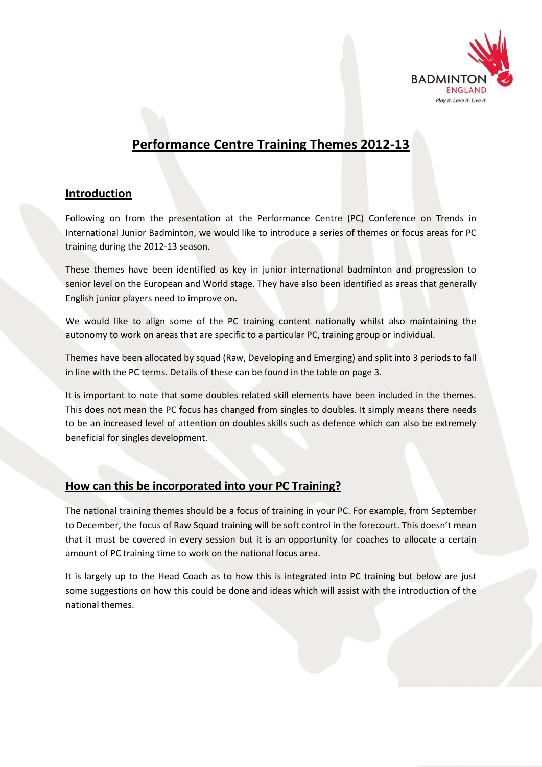# Performance Centre Training Themes 2012-13

## Introduction

Following on from the presentation at the Performance Centre (PC) Conference on Trends in International Junior Badminton, we would like to introduce a series of themes or focus areas for PC training during the 2012-13 season.

These themes have been identified as key in junior international badminton and progression to senior level on the European and World stage. They have also been identified as areas that generally English junior players need to improve on.

We would like to align some of the PC training content nationally whilst also maintaining the autonomy to work on areas that are specific to a particular PC, training group or individual.

Themes have been allocated by squad (Raw, Developing and Emerging) and split into 3 periods to fall in line with the PC terms. Details of these can be found in the table on page 3.

It is important to note that some doubles related skill elements have been included in the themes. This does not mean the PC focus has changed from singles to doubles. It simply means there needs to be an increased level of attention on doubles skills such as defence which can also be extremely beneficial for singles development.

## How can this be incorporated into your PC Training?

The national training themes should be a focus of training in your PC. For example, from September to December, the focus of Raw Squad training will be soft control in the forecourt. This doesn't mean that it must be covered in every session but it is an opportunity for coaches to allocate a certain amount of PC training time to work on the national focus area.

It is largely up to the Head Coach as to how this is integrated into PC training but below are just some suggestions on how this could be done and ideas which will assist with the introduction of the national themes.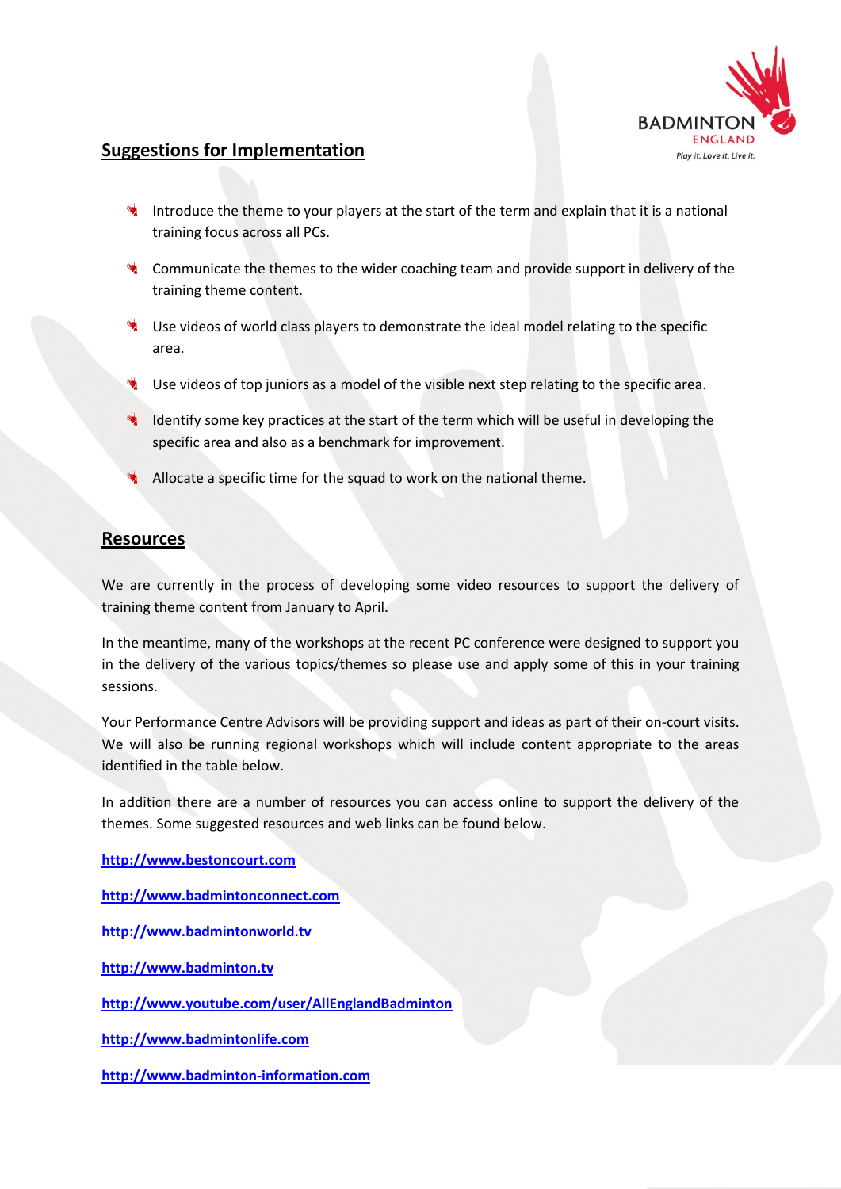## Suggestions for Implementation

- Introduce the theme to your players at the start of the term and explain that it is a national training focus across all PCs.
- Communicate the themes to the wider coaching team and provide support in delivery of the training theme content.
- Use videos of world class players to demonstrate the ideal model relating to the specific area.
- Use videos of top juniors as a model of the visible next step relating to the specific area.
- Identify some key practices at the start of the term which will be useful in developing the specific area and also as a benchmark for improvement.
- Allocate a specific time for the squad to work on the national theme.

## Resources

We are currently in the process of developing some video resources to support the delivery of training theme content from January to April.

In the meantime, many of the workshops at the recent PC conference were designed to support you in the delivery of the various topics/themes so please use and apply some of this in your training sessions.

Your Performance Centre Advisors will be providing support and ideas as part of their on-court visits. We will also be running regional workshops which will include content appropriate to the areas identified in the table below.

In addition there are a number of resources you can access online to support the delivery of the themes. Some suggested resources and web links can be found below.

**http://www.bestoncourt.com**

**http://www.badmintonconnect.com**

**http://www.badmintonworld.tv**

**http://www.badminton.tv**

**http://www.youtube.com/user/AllEnglandBadminton**

**http://www.badmintonlife.com**

**http://www.badminton-information.com**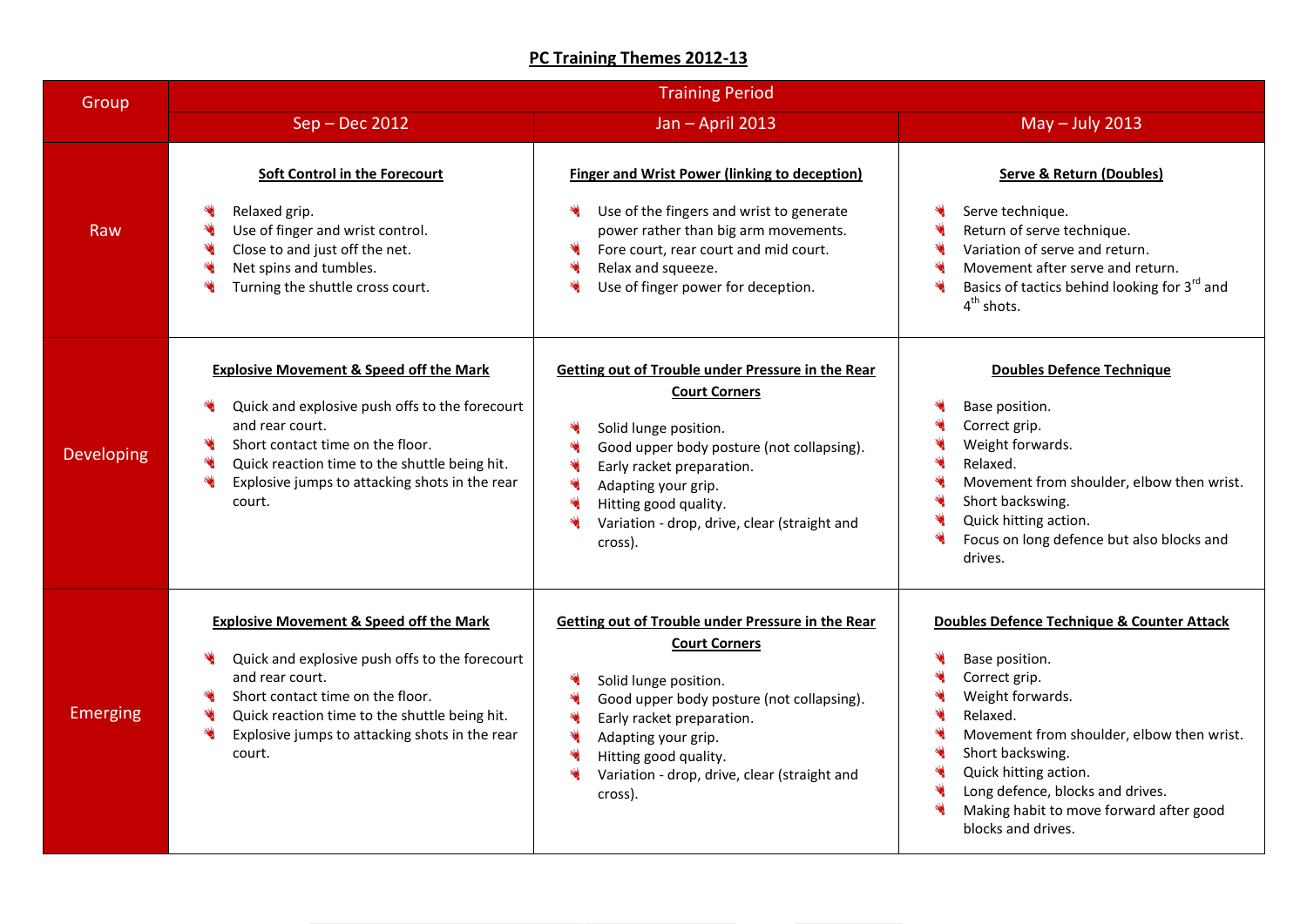# PC Training Themes 2012-13

| Group | Training Period | | |
|---|---|---|---|
| | Sep – Dec 2012 | Jan – April 2013 | May – July 2013 |
| Raw | **Soft Control in the Forecourt**<br>• Relaxed grip.<br>• Use of finger and wrist control.<br>• Close to and just off the net.<br>• Net spins and tumbles.<br>• Turning the shuttle cross court. | **Finger and Wrist Power (linking to deception)**<br>• Use of the fingers and wrist to generate power rather than big arm movements.<br>• Fore court, rear court and mid court.<br>• Relax and squeeze.<br>• Use of finger power for deception. | **Serve & Return (Doubles)**<br>• Serve technique.<br>• Return of serve technique.<br>• Variation of serve and return.<br>• Movement after serve and return.<br>• Basics of tactics behind looking for 3rd and 4th shots. |
| Developing | **Explosive Movement & Speed off the Mark**<br>• Quick and explosive push offs to the forecourt and rear court.<br>• Short contact time on the floor.<br>• Quick reaction time to the shuttle being hit.<br>• Explosive jumps to attacking shots in the rear court. | **Getting out of Trouble under Pressure in the Rear Court Corners**<br>• Solid lunge position.<br>• Good upper body posture (not collapsing).<br>• Early racket preparation.<br>• Adapting your grip.<br>• Hitting good quality.<br>• Variation - drop, drive, clear (straight and cross). | **Doubles Defence Technique**<br>• Base position.<br>• Correct grip.<br>• Weight forwards.<br>• Relaxed.<br>• Movement from shoulder, elbow then wrist.<br>• Short backswing.<br>• Quick hitting action.<br>• Focus on long defence but also blocks and drives. |
| Emerging | **Explosive Movement & Speed off the Mark**<br>• Quick and explosive push offs to the forecourt and rear court.<br>• Short contact time on the floor.<br>• Quick reaction time to the shuttle being hit.<br>• Explosive jumps to attacking shots in the rear court. | **Getting out of Trouble under Pressure in the Rear Court Corners**<br>• Solid lunge position.<br>• Good upper body posture (not collapsing).<br>• Early racket preparation.<br>• Adapting your grip.<br>• Hitting good quality.<br>• Variation - drop, drive, clear (straight and cross). | **Doubles Defence Technique & Counter Attack**<br>• Base position.<br>• Correct grip.<br>• Weight forwards.<br>• Relaxed.<br>• Movement from shoulder, elbow then wrist.<br>• Short backswing.<br>• Quick hitting action.<br>• Long defence, blocks and drives.<br>• Making habit to move forward after good blocks and drives. |